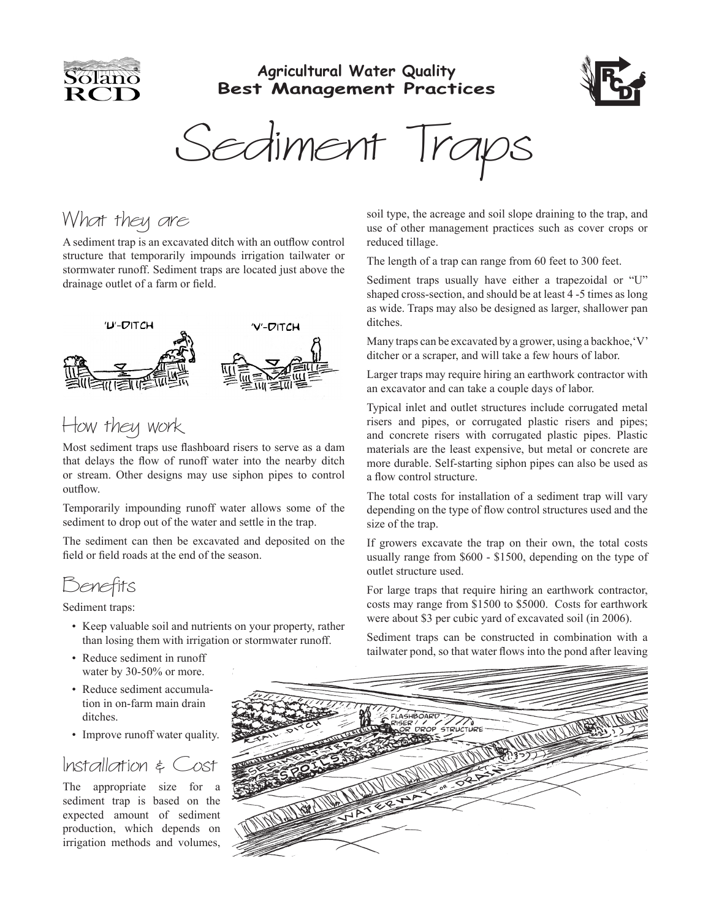# Agricultural Water Quality Best Management Practices

# Sediment Traps

## What they are

A sediment trap is an excavated ditch with an outflow control structure that temporarily impounds irrigation tailwater or stormwater runoff. Sediment traps are located just above the drainage outlet of a farm or field.

## How they work

Most sediment traps use flashboard risers to serve as a dam that delays the flow of runoff water into the nearby ditch or stream. Other designs may use siphon pipes to control outflow.

Temporarily impounding runoff water allows some of the sediment to drop out of the water and settle in the trap.

The sediment can then be excavated and deposited on the field or field roads at the end of the season.

## Benefits

Sediment traps:

- Keep valuable soil and nutrients on your property, rather than losing them with irrigation or stormwater runoff.
- Reduce sediment in runoff water by 30-50% or more.
- Reduce sediment accumulation in on-farm main drain ditches.
- Improve runoff water quality.

## Installation & Cost

The appropriate size for a sediment trap is based on the expected amount of sediment production, which depends on irrigation methods and volumes, soil type, the acreage and soil slope draining to the trap, and use of other management practices such as cover crops or reduced tillage.

The length of a trap can range from 60 feet to 300 feet.

Sediment traps usually have either a trapezoidal or "U" shaped cross-section, and should be at least 4 -5 times as long as wide. Traps may also be designed as larger, shallower pan ditches.

Many traps can be excavated by a grower, using a backhoe, 'V' ditcher or a scraper, and will take a few hours of labor.

Larger traps may require hiring an earthwork contractor with an excavator and can take a couple days of labor.

Typical inlet and outlet structures include corrugated metal risers and pipes, or corrugated plastic risers and pipes; and concrete risers with corrugated plastic pipes. Plastic materials are the least expensive, but metal or concrete are more durable. Self-starting siphon pipes can also be used as a flow control structure.

The total costs for installation of a sediment trap will vary depending on the type of flow control structures used and the size of the trap.

If growers excavate the trap on their own, the total costs usually range from $600 - $1500, depending on the type of outlet structure used.

For large traps that require hiring an earthwork contractor, costs may range from $1500 to $5000. Costs for earthwork were about $3 per cubic yard of excavated soil (in 2006).

Sediment traps can be constructed in combination with a tailwater pond, so that water flows into the pond after leaving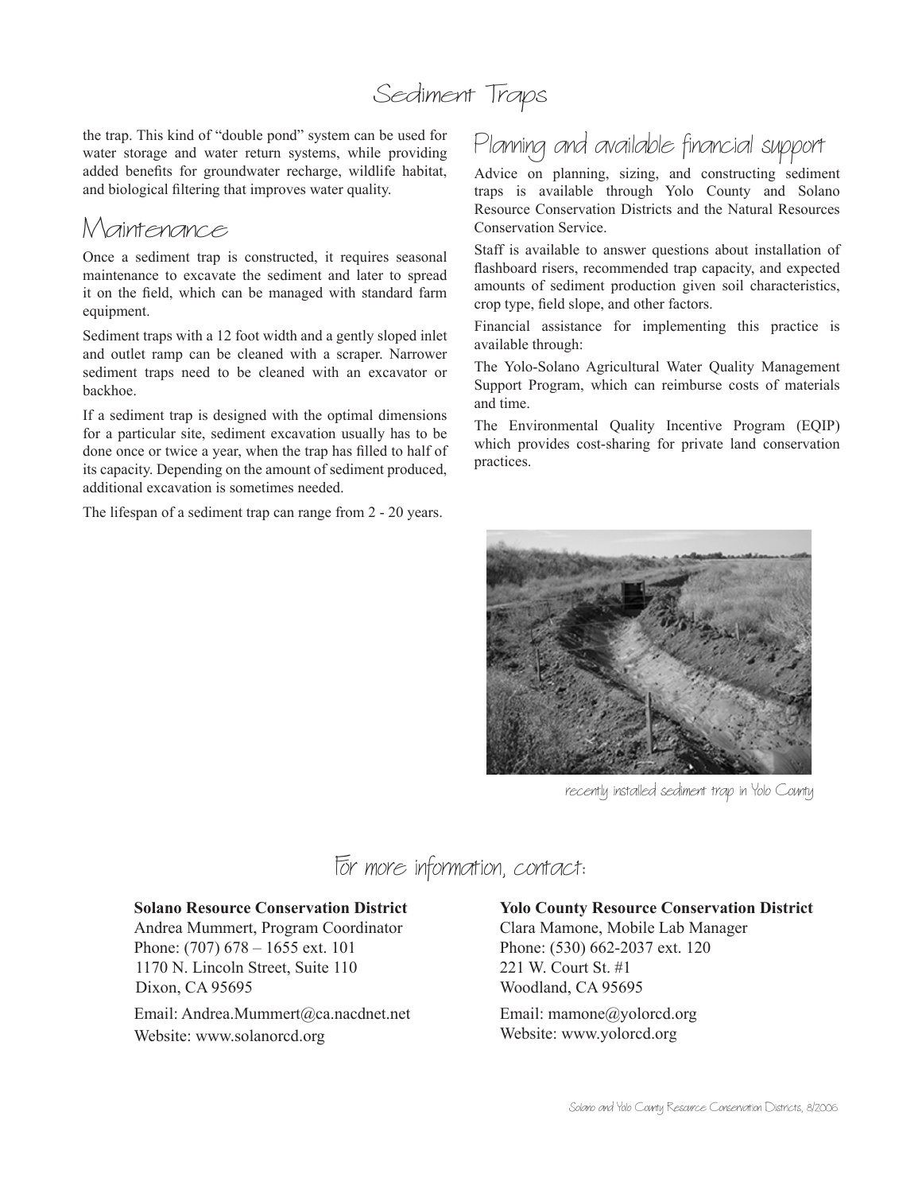the trap. This kind of "double pond" system can be used for water storage and water return systems, while providing added benefits for groundwater recharge, wildlife habitat, and biological filtering that improves water quality.

## Maintenance

Once a sediment trap is constructed, it requires seasonal maintenance to excavate the sediment and later to spread it on the field, which can be managed with standard farm equipment.

Sediment traps with a 12 foot width and a gently sloped inlet and outlet ramp can be cleaned with a scraper. Narrower sediment traps need to be cleaned with an excavator or backhoe.

If a sediment trap is designed with the optimal dimensions for a particular site, sediment excavation usually has to be done once or twice a year, when the trap has filled to half of its capacity. Depending on the amount of sediment produced, additional excavation is sometimes needed.

The lifespan of a sediment trap can range from 2 - 20 years.

## Planning and available financial support

Advice on planning, sizing, and constructing sediment traps is available through Yolo County and Solano Resource Conservation Districts and the Natural Resources Conservation Service.

Staff is available to answer questions about installation of flashboard risers, recommended trap capacity, and expected amounts of sediment production given soil characteristics, crop type, field slope, and other factors.

Financial assistance for implementing this practice is available through:

The Yolo-Solano Agricultural Water Quality Management Support Program, which can reimburse costs of materials and time.

The Environmental Quality Incentive Program (EQIP) which provides cost-sharing for private land conservation practices.

recently installed sediment trap in Yolo County

## For more information, contact:

**Solano Resource Conservation District**
Andrea Mummert, Program Coordinator
Phone: (707) 678 – 1655 ext. 101
1170 N. Lincoln Street, Suite 110
Dixon, CA 95695

Email: Andrea.Mummert@ca.nacdnet.net
Website: www.solanorcd.org

**Yolo County Resource Conservation District**
Clara Mamone, Mobile Lab Manager
Phone: (530) 662-2037 ext. 120
221 W. Court St. #1
Woodland, CA 95695

Email: mamone@yolorcd.org
Website: www.yolorcd.org

Solano and Yolo County Resource Conservation Districts, 8/2006